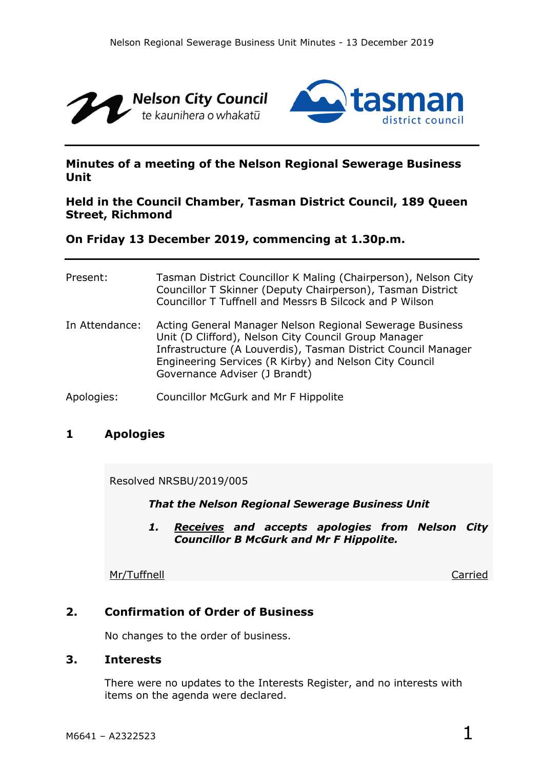Nelson City Council
te kaunihera o whakatū

tasman
district council

**Minutes of a meeting of the Nelson Regional Sewerage Business Unit**

**Held in the Council Chamber, Tasman District Council, 189 Queen Street, Richmond**

**On Friday 13 December 2019, commencing at 1.30p.m.**

| | |
|---|---|
| Present: | Tasman District Councillor K Maling (Chairperson), Nelson City Councillor T Skinner (Deputy Chairperson), Tasman District Councillor T Tuffnell and Messrs B Silcock and P Wilson |
| In Attendance: | Acting General Manager Nelson Regional Sewerage Business Unit (D Clifford), Nelson City Council Group Manager Infrastructure (A Louverdis), Tasman District Council Manager Engineering Services (R Kirby) and Nelson City Council Governance Adviser (J Brandt) |
| Apologies: | Councillor McGurk and Mr F Hippolite |

## 1 Apologies

Resolved NRSBU/2019/005

***That the Nelson Regional Sewerage Business Unit***

***1. Receives and accepts apologies from Nelson City Councillor B McGurk and Mr F Hippolite.***

Mr/Tuffnell Carried

## 2. Confirmation of Order of Business

No changes to the order of business.

## 3. Interests

There were no updates to the Interests Register, and no interests with items on the agenda were declared.

M6641 – A2322523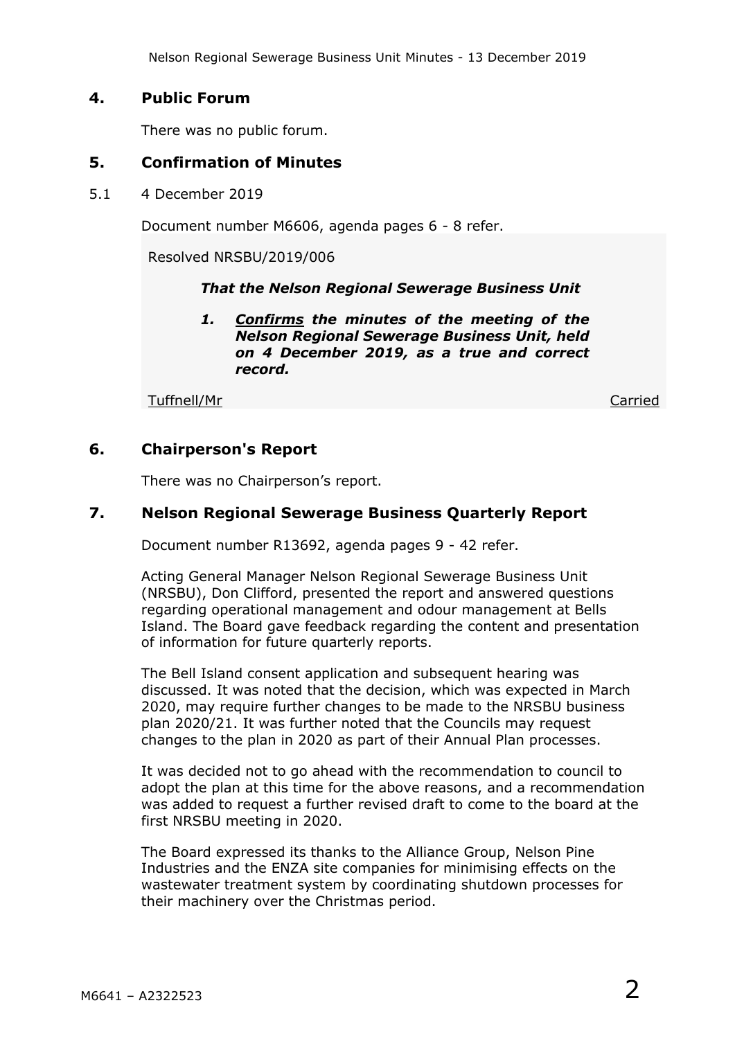## 4. Public Forum

There was no public forum.

## 5. Confirmation of Minutes

5.1 4 December 2019

Document number M6606, agenda pages 6 - 8 refer.

Resolved NRSBU/2019/006

***That the Nelson Regional Sewerage Business Unit***

1. ***Confirms the minutes of the meeting of the Nelson Regional Sewerage Business Unit, held on 4 December 2019, as a true and correct record.***

Tuffnell/Mr Carried

## 6. Chairperson's Report

There was no Chairperson's report.

## 7. Nelson Regional Sewerage Business Quarterly Report

Document number R13692, agenda pages 9 - 42 refer.

Acting General Manager Nelson Regional Sewerage Business Unit (NRSBU), Don Clifford, presented the report and answered questions regarding operational management and odour management at Bells Island. The Board gave feedback regarding the content and presentation of information for future quarterly reports.

The Bell Island consent application and subsequent hearing was discussed. It was noted that the decision, which was expected in March 2020, may require further changes to be made to the NRSBU business plan 2020/21. It was further noted that the Councils may request changes to the plan in 2020 as part of their Annual Plan processes.

It was decided not to go ahead with the recommendation to council to adopt the plan at this time for the above reasons, and a recommendation was added to request a further revised draft to come to the board at the first NRSBU meeting in 2020.

The Board expressed its thanks to the Alliance Group, Nelson Pine Industries and the ENZA site companies for minimising effects on the wastewater treatment system by coordinating shutdown processes for their machinery over the Christmas period.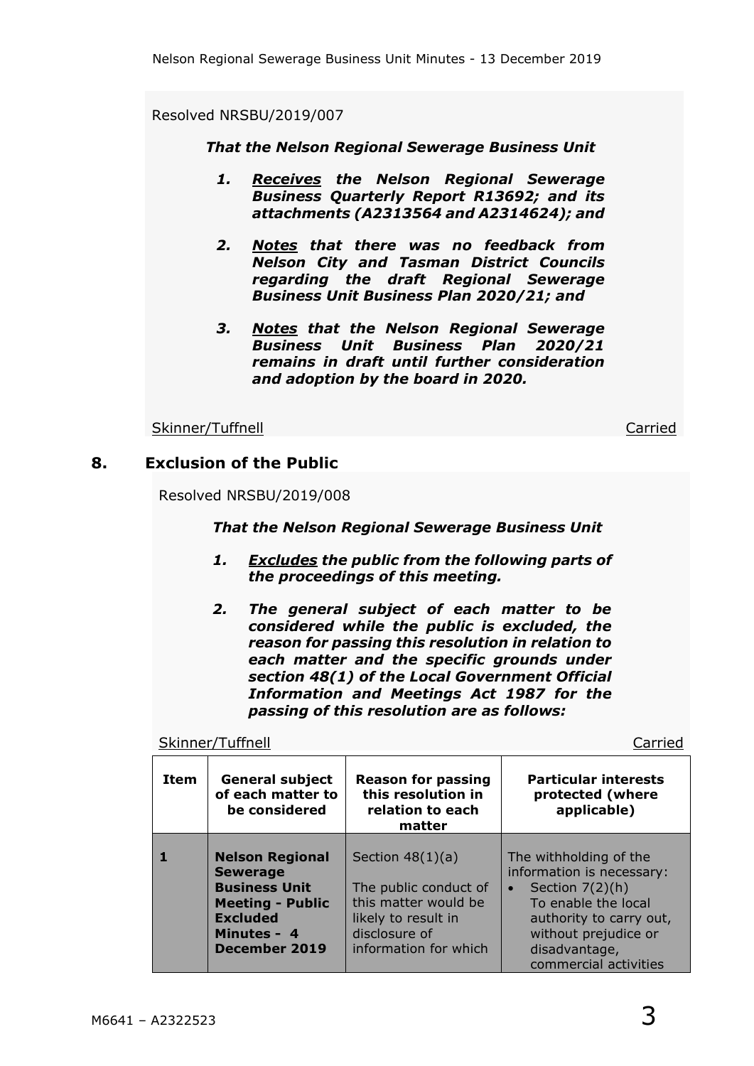Resolved NRSBU/2019/007

***That the Nelson Regional Sewerage Business Unit***

1. ***Receives** the Nelson Regional Sewerage Business Quarterly Report R13692; and its attachments (A2313564 and A2314624); and*

2. ***Notes** that there was no feedback from Nelson City and Tasman District Councils regarding the draft Regional Sewerage Business Unit Business Plan 2020/21; and*

3. ***Notes** that the Nelson Regional Sewerage Business Unit Business Plan 2020/21 remains in draft until further consideration and adoption by the board in 2020.*

Skinner/Tuffnell — Carried

## 8. Exclusion of the Public

Resolved NRSBU/2019/008

***That the Nelson Regional Sewerage Business Unit***

1. ***Excludes** the public from the following parts of the proceedings of this meeting.*

2. ***The general subject of each matter to be considered while the public is excluded, the reason for passing this resolution in relation to each matter and the specific grounds under section 48(1) of the Local Government Official Information and Meetings Act 1987 for the passing of this resolution are as follows:***

Skinner/Tuffnell — Carried

| Item | General subject of each matter to be considered | Reason for passing this resolution in relation to each matter | Particular interests protected (where applicable) |
|---|---|---|---|
| 1 | **Nelson Regional Sewerage Business Unit Meeting - Public Excluded Minutes - 4 December 2019** | Section 48(1)(a)<br><br>The public conduct of this matter would be likely to result in disclosure of information for which | The withholding of the information is necessary:<br>• Section 7(2)(h) To enable the local authority to carry out, without prejudice or disadvantage, commercial activities |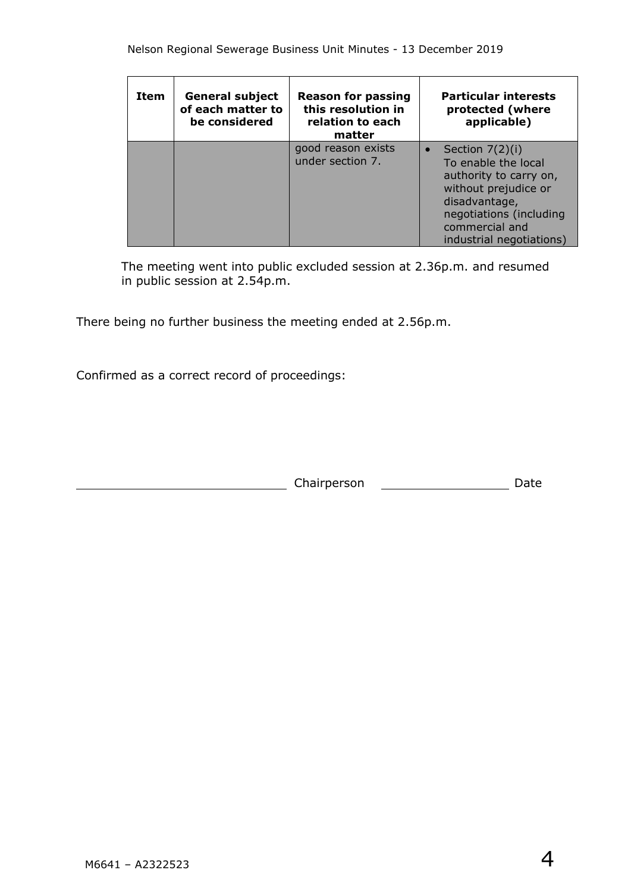| Item | General subject of each matter to be considered | Reason for passing this resolution in relation to each matter | Particular interests protected (where applicable) |
| --- | --- | --- | --- |
| | | good reason exists under section 7. | • Section 7(2)(i) To enable the local authority to carry on, without prejudice or disadvantage, negotiations (including commercial and industrial negotiations) |

The meeting went into public excluded session at 2.36p.m. and resumed in public session at 2.54p.m.

There being no further business the meeting ended at 2.56p.m.

Confirmed as a correct record of proceedings:

\_\_\_\_\_\_\_\_\_\_\_\_\_\_\_\_\_\_\_\_\_\_\_\_\_\_\_\_ Chairperson \_\_\_\_\_\_\_\_\_\_\_\_\_\_\_\_\_ Date

M6641 – A2322523